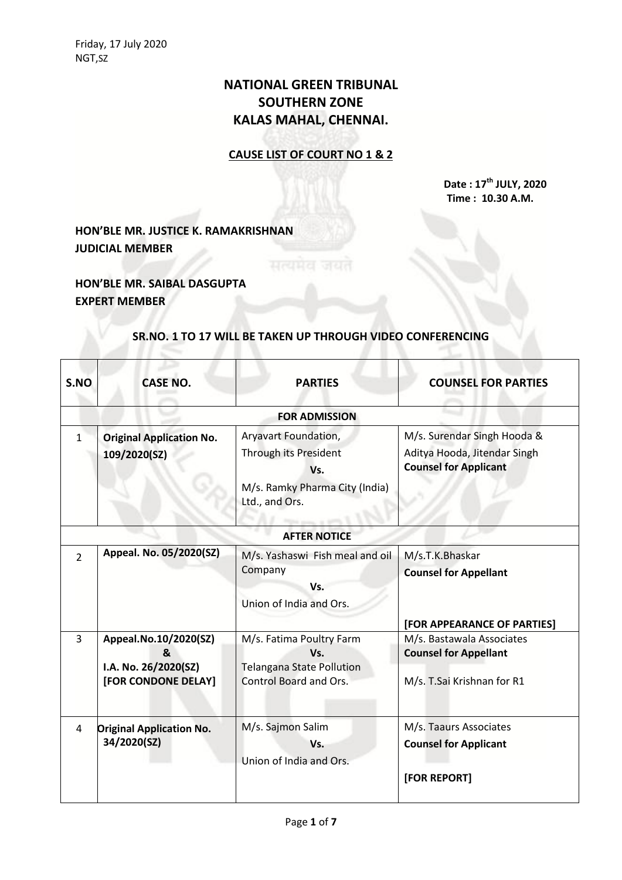Friday, 17 July 2020
NGT,SZ

# NATIONAL GREEN TRIBUNAL
# SOUTHERN ZONE
# KALAS MAHAL, CHENNAI.

## CAUSE LIST OF COURT NO 1 & 2

**Date : 17th JULY, 2020**
**Time : 10.30 A.M.**

**HON'BLE MR. JUSTICE K. RAMAKRISHNAN**
**JUDICIAL MEMBER**

**HON'BLE MR. SAIBAL DASGUPTA**
**EXPERT MEMBER**

**SR.NO. 1 TO 17 WILL BE TAKEN UP THROUGH VIDEO CONFERENCING**

| S.NO | CASE NO. | PARTIES | COUNSEL FOR PARTIES |
|---|---|---|---|
| | | **FOR ADMISSION** | |
| 1 | **Original Application No. 109/2020(SZ)** | Aryavart Foundation, Through its President<br>**Vs.**<br>M/s. Ramky Pharma City (India) Ltd., and Ors. | M/s. Surendar Singh Hooda & Aditya Hooda, Jitendar Singh<br>**Counsel for Applicant** |
| | | **AFTER NOTICE** | |
| 2 | **Appeal. No. 05/2020(SZ)** | M/s. Yashaswi Fish meal and oil Company<br>**Vs.**<br>Union of India and Ors. | M/s.T.K.Bhaskar<br>**Counsel for Appellant**<br><br>**[FOR APPEARANCE OF PARTIES]** |
| 3 | **Appeal.No.10/2020(SZ)<br>&<br>I.A. No. 26/2020(SZ)<br>[FOR CONDONE DELAY]** | M/s. Fatima Poultry Farm<br>**Vs.**<br>Telangana State Pollution Control Board and Ors. | M/s. Bastawala Associates<br>**Counsel for Appellant**<br><br>M/s. T.Sai Krishnan for R1 |
| 4 | **Original Application No. 34/2020(SZ)** | M/s. Sajmon Salim<br>**Vs.**<br>Union of India and Ors. | M/s. Taaurs Associates<br>**Counsel for Applicant**<br><br>**[FOR REPORT]** |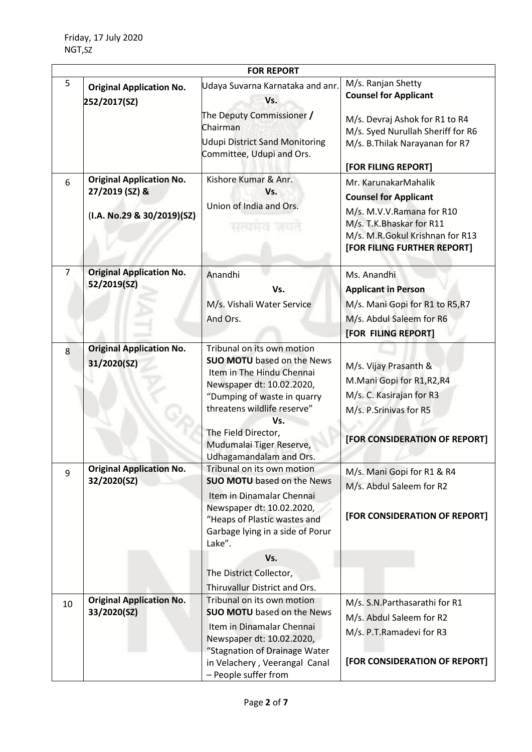Friday, 17 July 2020
NGT,SZ

| FOR REPORT | | | |
|---|---|---|---|
| 5 | **Original Application No. 252/2017(SZ)** | Udaya Suvarna Karnataka and anr.<br>**Vs.**<br>The Deputy Commissioner **/** Chairman<br>Udupi District Sand Monitoring Committee, Udupi and Ors. | M/s. Ranjan Shetty<br>**Counsel for Applicant**<br>M/s. Devraj Ashok for R1 to R4<br>M/s. Syed Nurullah Sheriff for R6<br>M/s. B.Thilak Narayanan for R7<br>**[FOR FILING REPORT]** |
| 6 | **Original Application No. 27/2019 (SZ) &**<br>(**I.A. No.29 & 30/2019)(SZ)** | Kishore Kumar & Anr.<br>**Vs.**<br>Union of India and Ors. | Mr. KarunakarMahalik<br>**Counsel for Applicant**<br>M/s. M.V.V.Ramana for R10<br>M/s. T.K.Bhaskar for R11<br>M/s. M.R.Gokul Krishnan for R13<br>**[FOR FILING FURTHER REPORT]** |
| 7 | **Original Application No. 52/2019(SZ)** | Anandhi<br>**Vs.**<br>M/s. Vishali Water Service<br>And Ors. | Ms. Anandhi<br>**Applicant in Person**<br>M/s. Mani Gopi for R1 to R5,R7<br>M/s. Abdul Saleem for R6<br>**[FOR FILING REPORT]** |
| 8 | **Original Application No. 31/2020(SZ)** | Tribunal on its own motion<br>**SUO MOTU** based on the News Item in The Hindu Chennai Newspaper dt: 10.02.2020, "Dumping of waste in quarry threatens wildlife reserve"<br>**Vs.**<br>The Field Director, Mudumalai Tiger Reserve, Udhagamandalam and Ors. | M/s. Vijay Prasanth &<br>M.Mani Gopi for R1,R2,R4<br>M/s. C. Kasirajan for R3<br>M/s. P.Srinivas for R5<br>**[FOR CONSIDERATION OF REPORT]** |
| 9 | **Original Application No. 32/2020(SZ)** | Tribunal on its own motion<br>**SUO MOTU** based on the News Item in Dinamalar Chennai Newspaper dt: 10.02.2020, "Heaps of Plastic wastes and Garbage lying in a side of Porur Lake".<br>**Vs.**<br>The District Collector, Thiruvallur District and Ors. | M/s. Mani Gopi for R1 & R4<br>M/s. Abdul Saleem for R2<br>**[FOR CONSIDERATION OF REPORT]** |
| 10 | **Original Application No. 33/2020(SZ)** | Tribunal on its own motion<br>**SUO MOTU** based on the News Item in Dinamalar Chennai Newspaper dt: 10.02.2020, "Stagnation of Drainage Water in Velachery , Veerangal Canal – People suffer from | M/s. S.N.Parthasarathi for R1<br>M/s. Abdul Saleem for R2<br>M/s. P.T.Ramadevi for R3<br>**[FOR CONSIDERATION OF REPORT]** |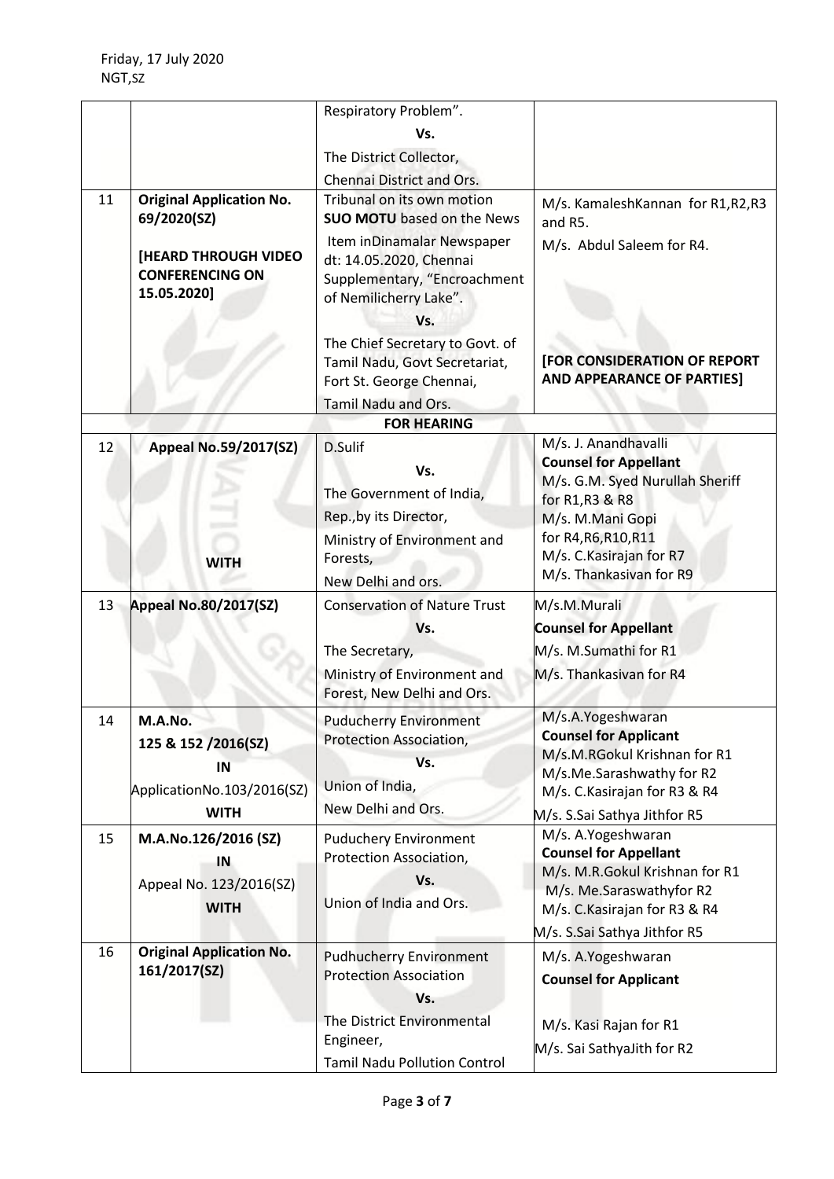Friday, 17 July 2020
NGT,SZ

| | | | |
|---|---|---|---|
| | | Respiratory Problem". Vs. The District Collector, Chennai District and Ors. | |
| 11 | **Original Application No. 69/2020(SZ)** **[HEARD THROUGH VIDEO CONFERENCING ON 15.05.2020]** | Tribunal on its own motion **SUO MOTU** based on the News Item inDinamalar Newspaper dt: 14.05.2020, Chennai Supplementary, "Encroachment of Nemilicherry Lake". Vs. The Chief Secretary to Govt. of Tamil Nadu, Govt Secretariat, Fort St. George Chennai, Tamil Nadu and Ors. | M/s. KamaleshKannan for R1,R2,R3 and R5. M/s. Abdul Saleem for R4. **[FOR CONSIDERATION OF REPORT AND APPEARANCE OF PARTIES]** |
| | | **FOR HEARING** | |
| 12 | **Appeal No.59/2017(SZ)** **WITH** | D.Sulif Vs. The Government of India, Rep.,by its Director, Ministry of Environment and Forests, New Delhi and ors. | M/s. J. Anandhavalli **Counsel for Appellant** M/s. G.M. Syed Nurullah Sheriff for R1,R3 & R8 M/s. M.Mani Gopi for R4,R6,R10,R11 M/s. C.Kasirajan for R7 M/s. Thankasivan for R9 |
| 13 | **Appeal No.80/2017(SZ)** | Conservation of Nature Trust Vs. The Secretary, Ministry of Environment and Forest, New Delhi and Ors. | M/s.M.Murali **Counsel for Appellant** M/s. M.Sumathi for R1 M/s. Thankasivan for R4 |
| 14 | **M.A.No. 125 & 152 /2016(SZ) IN** ApplicationNo.103/2016(SZ) **WITH** | Puducherry Environment Protection Association, Vs. Union of India, New Delhi and Ors. | M/s.A.Yogeshwaran **Counsel for Applicant** M/s.M.RGokul Krishnan for R1 M/s.Me.Sarashwathy for R2 M/s. C.Kasirajan for R3 & R4 M/s. S.Sai Sathya Jithfor R5 |
| 15 | **M.A.No.126/2016 (SZ) IN** Appeal No. 123/2016(SZ) **WITH** | Puduchery Environment Protection Association, Vs. Union of India and Ors. | M/s. A.Yogeshwaran **Counsel for Appellant** M/s. M.R.Gokul Krishnan for R1 M/s. Me.Saraswathyfor R2 M/s. C.Kasirajan for R3 & R4 M/s. S.Sai Sathya Jithfor R5 |
| 16 | **Original Application No. 161/2017(SZ)** | Pudhucherry Environment Protection Association Vs. The District Environmental Engineer, Tamil Nadu Pollution Control | M/s. A.Yogeshwaran **Counsel for Applicant** M/s. Kasi Rajan for R1 M/s. Sai SathyaJith for R2 |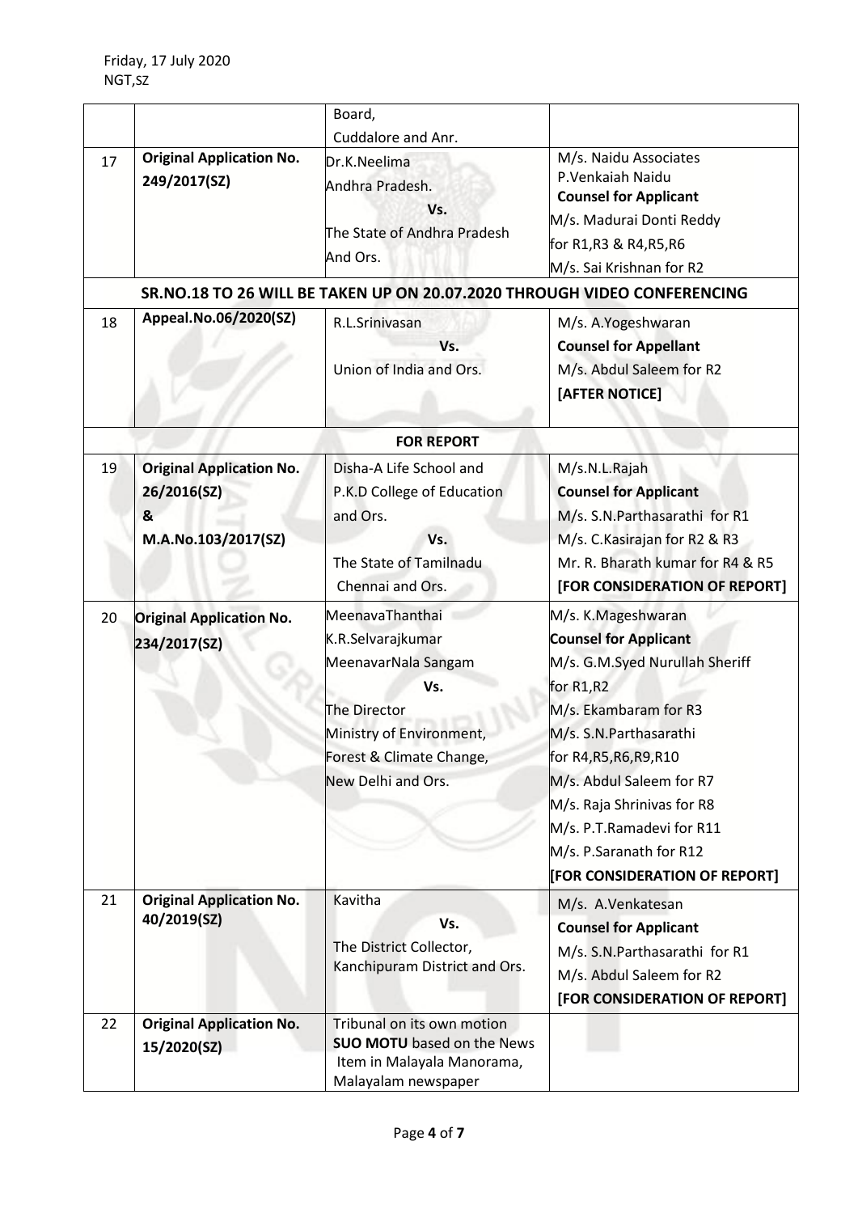| | | | |
|---|---|---|---|
| | | Board,<br>Cuddalore and Anr. | |
| 17 | **Original Application No. 249/2017(SZ)** | Dr.K.Neelima<br>Andhra Pradesh.<br>**Vs.**<br>The State of Andhra Pradesh<br>And Ors. | M/s. Naidu Associates<br>P.Venkaiah Naidu<br>**Counsel for Applicant**<br>M/s. Madurai Donti Reddy<br>for R1,R3 & R4,R5,R6<br>M/s. Sai Krishnan for R2 |
| | **SR.NO.18 TO 26 WILL BE TAKEN UP ON 20.07.2020 THROUGH VIDEO CONFERENCING** | | |
| 18 | **Appeal.No.06/2020(SZ)** | R.L.Srinivasan<br>**Vs.**<br>Union of India and Ors. | M/s. A.Yogeshwaran<br>**Counsel for Appellant**<br>M/s. Abdul Saleem for R2<br>**[AFTER NOTICE]** |
| | **FOR REPORT** | | |
| 19 | **Original Application No. 26/2016(SZ)**<br>**&**<br>**M.A.No.103/2017(SZ)** | Disha-A Life School and<br>P.K.D College of Education<br>and Ors.<br>**Vs.**<br>The State of Tamilnadu<br>Chennai and Ors. | M/s.N.L.Rajah<br>**Counsel for Applicant**<br>M/s. S.N.Parthasarathi for R1<br>M/s. C.Kasirajan for R2 & R3<br>Mr. R. Bharath kumar for R4 & R5<br>**[FOR CONSIDERATION OF REPORT]** |
| 20 | **Original Application No. 234/2017(SZ)** | MeenavaThanthai<br>K.R.Selvarajkumar<br>MeenavarNala Sangam<br>**Vs.**<br>The Director<br>Ministry of Environment,<br>Forest & Climate Change,<br>New Delhi and Ors. | M/s. K.Mageshwaran<br>**Counsel for Applicant**<br>M/s. G.M.Syed Nurullah Sheriff<br>for R1,R2<br>M/s. Ekambaram for R3<br>M/s. S.N.Parthasarathi<br>for R4,R5,R6,R9,R10<br>M/s. Abdul Saleem for R7<br>M/s. Raja Shrinivas for R8<br>M/s. P.T.Ramadevi for R11<br>M/s. P.Saranath for R12<br>**[FOR CONSIDERATION OF REPORT]** |
| 21 | **Original Application No. 40/2019(SZ)** | Kavitha<br>**Vs.**<br>The District Collector,<br>Kanchipuram District and Ors. | M/s. A.Venkatesan<br>**Counsel for Applicant**<br>M/s. S.N.Parthasarathi for R1<br>M/s. Abdul Saleem for R2<br>**[FOR CONSIDERATION OF REPORT]** |
| 22 | **Original Application No. 15/2020(SZ)** | Tribunal on its own motion<br>**SUO MOTU** based on the News Item in Malayala Manorama, Malayalam newspaper | |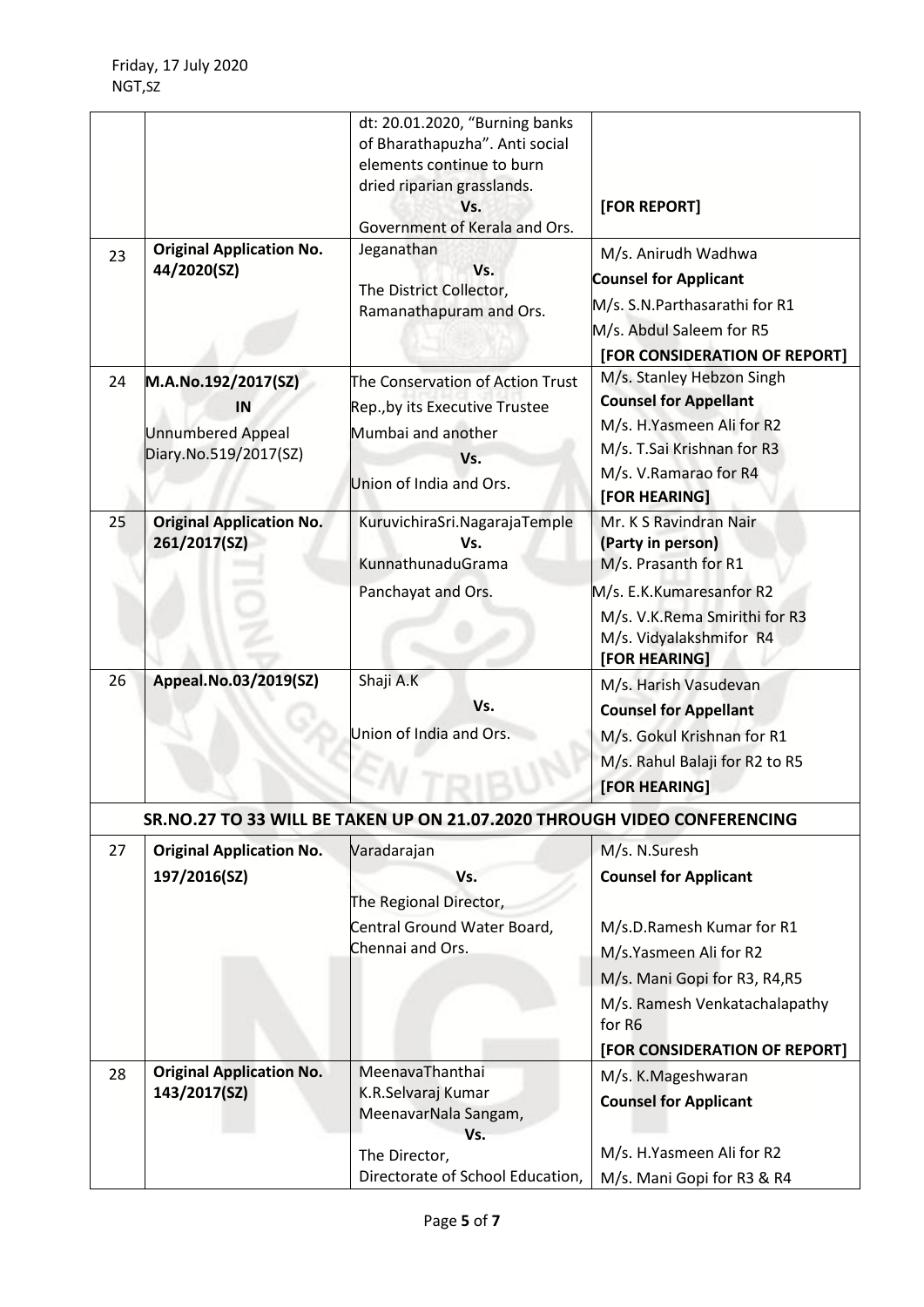|  |  | dt: 20.01.2020, "Burning banks of Bharathapuzha". Anti social elements continue to burn dried riparian grasslands. Vs. Government of Kerala and Ors. | **[FOR REPORT]** |
|---|---|---|---|
| 23 | **Original Application No. 44/2020(SZ)** | Jeganathan **Vs.** The District Collector, Ramanathapuram and Ors. | M/s. Anirudh Wadhwa **Counsel for Applicant** M/s. S.N.Parthasarathi for R1 M/s. Abdul Saleem for R5 **[FOR CONSIDERATION OF REPORT]** |
| 24 | **M.A.No.192/2017(SZ) IN** Unnumbered Appeal Diary.No.519/2017(SZ) | The Conservation of Action Trust Rep.,by its Executive Trustee Mumbai and another **Vs.** Union of India and Ors. | M/s. Stanley Hebzon Singh **Counsel for Appellant** M/s. H.Yasmeen Ali for R2 M/s. T.Sai Krishnan for R3 M/s. V.Ramarao for R4 **[FOR HEARING]** |
| 25 | **Original Application No. 261/2017(SZ)** | KuruvichiraSri.NagarajaTemple **Vs.** KunnathunaduGrama Panchayat and Ors. | Mr. K S Ravindran Nair **(Party in person)** M/s. Prasanth for R1 M/s. E.K.Kumaresanfor R2 M/s. V.K.Rema Smirithi for R3 M/s. Vidyalakshmifor R4 **[FOR HEARING]** |
| 26 | **Appeal.No.03/2019(SZ)** | Shaji A.K **Vs.** Union of India and Ors. | M/s. Harish Vasudevan **Counsel for Appellant** M/s. Gokul Krishnan for R1 M/s. Rahul Balaji for R2 to R5 **[FOR HEARING]** |
| **SR.NO.27 TO 33 WILL BE TAKEN UP ON 21.07.2020 THROUGH VIDEO CONFERENCING** | | | |
| 27 | **Original Application No. 197/2016(SZ)** | Varadarajan **Vs.** The Regional Director, Central Ground Water Board, Chennai and Ors. | M/s. N.Suresh **Counsel for Applicant** M/s.D.Ramesh Kumar for R1 M/s.Yasmeen Ali for R2 M/s. Mani Gopi for R3, R4,R5 M/s. Ramesh Venkatachalapathy for R6 **[FOR CONSIDERATION OF REPORT]** |
| 28 | **Original Application No. 143/2017(SZ)** | MeenavaThanthai K.R.Selvaraj Kumar MeenavarNala Sangam, **Vs.** The Director, Directorate of School Education, | M/s. K.Mageshwaran **Counsel for Applicant** M/s. H.Yasmeen Ali for R2 M/s. Mani Gopi for R3 & R4 |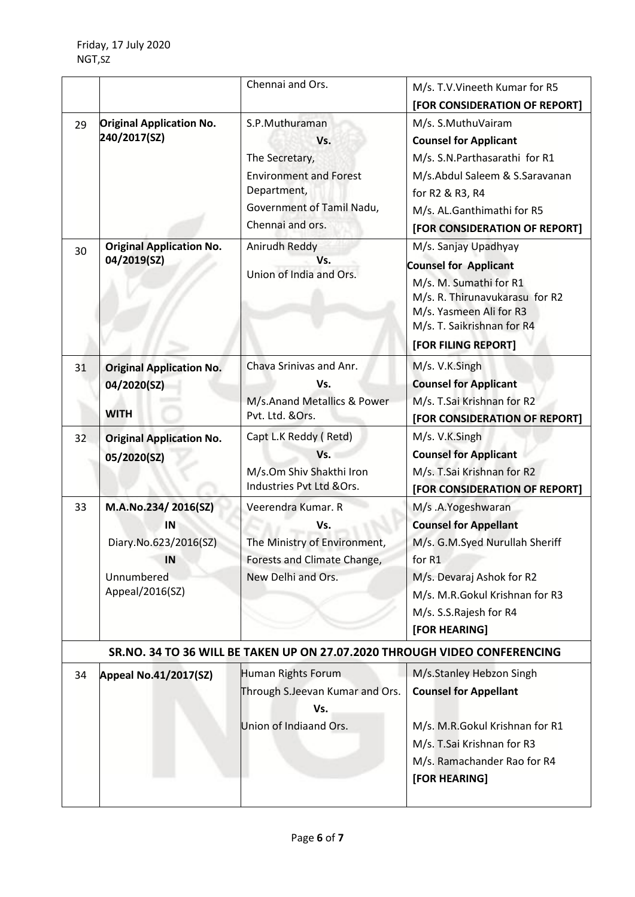| | | | |
|---|---|---|---|
| | | Chennai and Ors. | M/s. T.V.Vineeth Kumar for R5 **[FOR CONSIDERATION OF REPORT]** |
| 29 | **Original Application No. 240/2017(SZ)** | S.P.Muthuraman **Vs.** The Secretary, Environment and Forest Department, Government of Tamil Nadu, Chennai and ors. | M/s. S.MuthuVairam **Counsel for Applicant** M/s. S.N.Parthasarathi for R1 M/s.Abdul Saleem & S.Saravanan for R2 & R3, R4 M/s. AL.Ganthimathi for R5 **[FOR CONSIDERATION OF REPORT]** |
| 30 | **Original Application No. 04/2019(SZ)** | Anirudh Reddy **Vs.** Union of India and Ors. | M/s. Sanjay Upadhyay **Counsel for Applicant** M/s. M. Sumathi for R1 M/s. R. Thirunavukarasu for R2 M/s. Yasmeen Ali for R3 M/s. T. Saikrishnan for R4 **[FOR FILING REPORT]** |
| 31 | **Original Application No. 04/2020(SZ)** **WITH** | Chava Srinivas and Anr. **Vs.** M/s.Anand Metallics & Power Pvt. Ltd. &Ors. | M/s. V.K.Singh **Counsel for Applicant** M/s. T.Sai Krishnan for R2 **[FOR CONSIDERATION OF REPORT]** |
| 32 | **Original Application No. 05/2020(SZ)** | Capt L.K Reddy ( Retd) **Vs.** M/s.Om Shiv Shakthi Iron Industries Pvt Ltd &Ors. | M/s. V.K.Singh **Counsel for Applicant** M/s. T.Sai Krishnan for R2 **[FOR CONSIDERATION OF REPORT]** |
| 33 | **M.A.No.234/ 2016(SZ)** **IN** Diary.No.623/2016(SZ) **IN** Unnumbered Appeal/2016(SZ) | Veerendra Kumar. R **Vs.** The Ministry of Environment, Forests and Climate Change, New Delhi and Ors. | M/s .A.Yogeshwaran **Counsel for Appellant** M/s. G.M.Syed Nurullah Sheriff for R1 M/s. Devaraj Ashok for R2 M/s. M.R.Gokul Krishnan for R3 M/s. S.S.Rajesh for R4 **[FOR HEARING]** |
| **SR.NO. 34 TO 36 WILL BE TAKEN UP ON 27.07.2020 THROUGH VIDEO CONFERENCING** | | | |
| 34 | **Appeal No.41/2017(SZ)** | Human Rights Forum Through S.Jeevan Kumar and Ors. **Vs.** Union of Indiaand Ors. | M/s.Stanley Hebzon Singh **Counsel for Appellant** M/s. M.R.Gokul Krishnan for R1 M/s. T.Sai Krishnan for R3 M/s. Ramachander Rao for R4 **[FOR HEARING]** |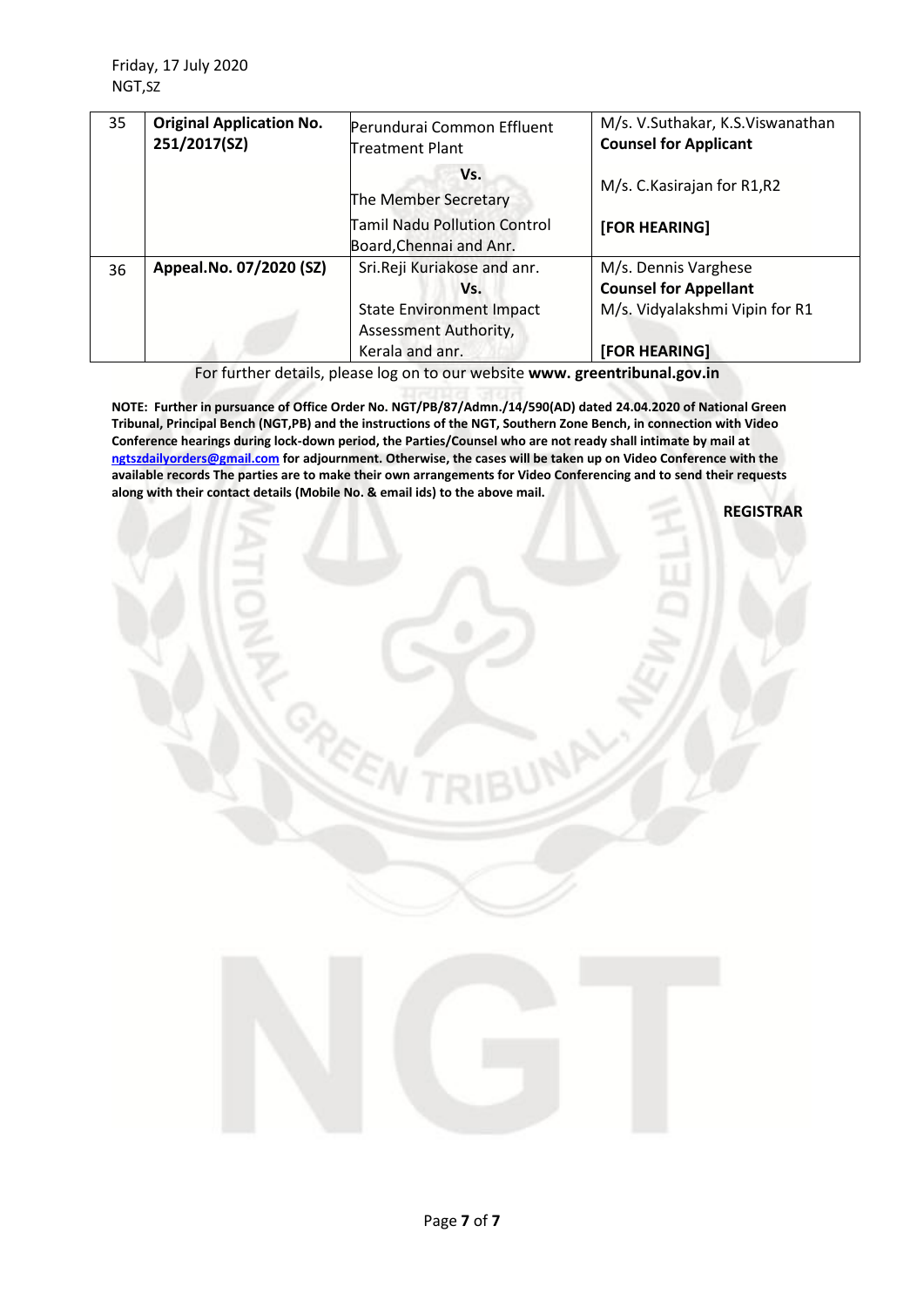Friday, 17 July 2020
NGT,SZ

| | | | |
|---|---|---|---|
| 35 | **Original Application No. 251/2017(SZ)** | Perundurai Common Effluent Treatment Plant<br>**Vs.**<br>The Member Secretary<br>Tamil Nadu Pollution Control Board,Chennai and Anr. | M/s. V.Suthakar, K.S.Viswanathan<br>**Counsel for Applicant**<br>M/s. C.Kasirajan for R1,R2<br>**[FOR HEARING]** |
| 36 | **Appeal.No. 07/2020 (SZ)** | Sri.Reji Kuriakose and anr.<br>**Vs.**<br>State Environment Impact Assessment Authority, Kerala and anr. | M/s. Dennis Varghese<br>**Counsel for Appellant**<br>M/s. Vidyalakshmi Vipin for R1<br>**[FOR HEARING]** |

For further details, please log on to our website **www. greentribunal.gov.in**

**NOTE: Further in pursuance of Office Order No. NGT/PB/87/Admn./14/590(AD) dated 24.04.2020 of National Green Tribunal, Principal Bench (NGT,PB) and the instructions of the NGT, Southern Zone Bench, in connection with Video Conference hearings during lock-down period, the Parties/Counsel who are not ready shall intimate by mail at ngtszdailyorders@gmail.com for adjournment. Otherwise, the cases will be taken up on Video Conference with the available records The parties are to make their own arrangements for Video Conferencing and to send their requests along with their contact details (Mobile No. & email ids) to the above mail.**

**REGISTRAR**